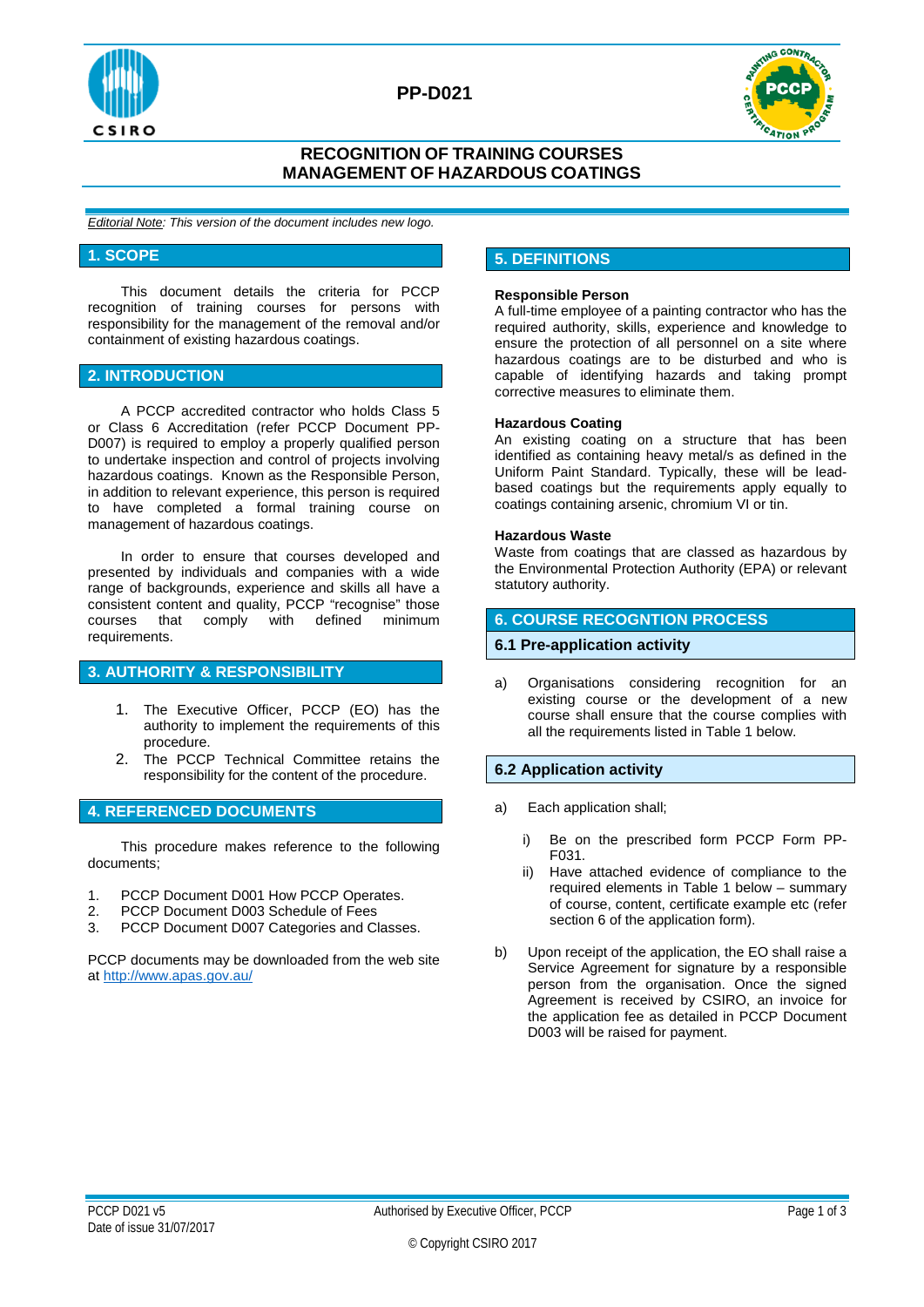# PP-D021

## RECOGNITION OF TRAINING COURSES MANAGEMENT OF HAZARDOUS COATINGS

*Editorial Note: This version of the document includes new logo.*

## 1. SCOPE

This document details the criteria for PCCP recognition of training courses for persons with responsibility for the management of the removal and/or containment of existing hazardous coatings.

## 2. INTRODUCTION

A PCCP accredited contractor who holds Class 5 or Class 6 Accreditation (refer PCCP Document PP-D007) is required to employ a properly qualified person to undertake inspection and control of projects involving hazardous coatings. Known as the Responsible Person, in addition to relevant experience, this person is required to have completed a formal training course on management of hazardous coatings.

In order to ensure that courses developed and presented by individuals and companies with a wide range of backgrounds, experience and skills all have a consistent content and quality, PCCP "recognise" those courses that comply with defined minimum requirements.

## 3. AUTHORITY & RESPONSIBILITY

1. The Executive Officer, PCCP (EO) has the authority to implement the requirements of this procedure.
2. The PCCP Technical Committee retains the responsibility for the content of the procedure.

## 4. REFERENCED DOCUMENTS

This procedure makes reference to the following documents;

1. PCCP Document D001 How PCCP Operates.
2. PCCP Document D003 Schedule of Fees
3. PCCP Document D007 Categories and Classes.

PCCP documents may be downloaded from the web site at http://www.apas.gov.au/

## 5. DEFINITIONS

**Responsible Person**
A full-time employee of a painting contractor who has the required authority, skills, experience and knowledge to ensure the protection of all personnel on a site where hazardous coatings are to be disturbed and who is capable of identifying hazards and taking prompt corrective measures to eliminate them.

**Hazardous Coating**
An existing coating on a structure that has been identified as containing heavy metal/s as defined in the Uniform Paint Standard. Typically, these will be lead-based coatings but the requirements apply equally to coatings containing arsenic, chromium VI or tin.

**Hazardous Waste**
Waste from coatings that are classed as hazardous by the Environmental Protection Authority (EPA) or relevant statutory authority.

## 6. COURSE RECOGNTION PROCESS

### 6.1 Pre-application activity

a) Organisations considering recognition for an existing course or the development of a new course shall ensure that the course complies with all the requirements listed in Table 1 below.

### 6.2 Application activity

a) Each application shall;

   i) Be on the prescribed form PCCP Form PP-F031.
   ii) Have attached evidence of compliance to the required elements in Table 1 below – summary of course, content, certificate example etc (refer section 6 of the application form).

b) Upon receipt of the application, the EO shall raise a Service Agreement for signature by a responsible person from the organisation. Once the signed Agreement is received by CSIRO, an invoice for the application fee as detailed in PCCP Document D003 will be raised for payment.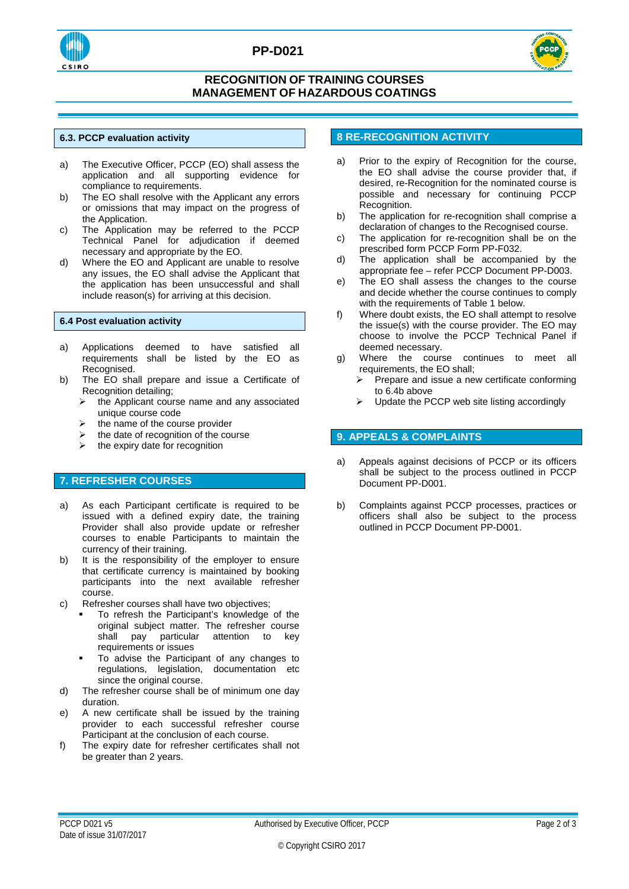### 6.3. PCCP evaluation activity

a) The Executive Officer, PCCP (EO) shall assess the application and all supporting evidence for compliance to requirements.

b) The EO shall resolve with the Applicant any errors or omissions that may impact on the progress of the Application.

c) The Application may be referred to the PCCP Technical Panel for adjudication if deemed necessary and appropriate by the EO.

d) Where the EO and Applicant are unable to resolve any issues, the EO shall advise the Applicant that the application has been unsuccessful and shall include reason(s) for arriving at this decision.

### 6.4 Post evaluation activity

a) Applications deemed to have satisfied all requirements shall be listed by the EO as Recognised.

b) The EO shall prepare and issue a Certificate of Recognition detailing;
   - the Applicant course name and any associated unique course code
   - the name of the course provider
   - the date of recognition of the course
   - the expiry date for recognition

## 7. REFRESHER COURSES

a) As each Participant certificate is required to be issued with a defined expiry date, the training Provider shall also provide update or refresher courses to enable Participants to maintain the currency of their training.

b) It is the responsibility of the employer to ensure that certificate currency is maintained by booking participants into the next available refresher course.

c) Refresher courses shall have two objectives;
   - To refresh the Participant's knowledge of the original subject matter. The refresher course shall pay particular attention to key requirements or issues
   - To advise the Participant of any changes to regulations, legislation, documentation etc since the original course.

d) The refresher course shall be of minimum one day duration.

e) A new certificate shall be issued by the training provider to each successful refresher course Participant at the conclusion of each course.

f) The expiry date for refresher certificates shall not be greater than 2 years.

## 8 RE-RECOGNITION ACTIVITY

a) Prior to the expiry of Recognition for the course, the EO shall advise the course provider that, if desired, re-Recognition for the nominated course is possible and necessary for continuing PCCP Recognition.

b) The application for re-recognition shall comprise a declaration of changes to the Recognised course.

c) The application for re-recognition shall be on the prescribed form PCCP Form PP-F032.

d) The application shall be accompanied by the appropriate fee – refer PCCP Document PP-D003.

e) The EO shall assess the changes to the course and decide whether the course continues to comply with the requirements of Table 1 below.

f) Where doubt exists, the EO shall attempt to resolve the issue(s) with the course provider. The EO may choose to involve the PCCP Technical Panel if deemed necessary.

g) Where the course continues to meet all requirements, the EO shall;
   - Prepare and issue a new certificate conforming to 6.4b above
   - Update the PCCP web site listing accordingly

## 9. APPEALS & COMPLAINTS

a) Appeals against decisions of PCCP or its officers shall be subject to the process outlined in PCCP Document PP-D001.

b) Complaints against PCCP processes, practices or officers shall also be subject to the process outlined in PCCP Document PP-D001.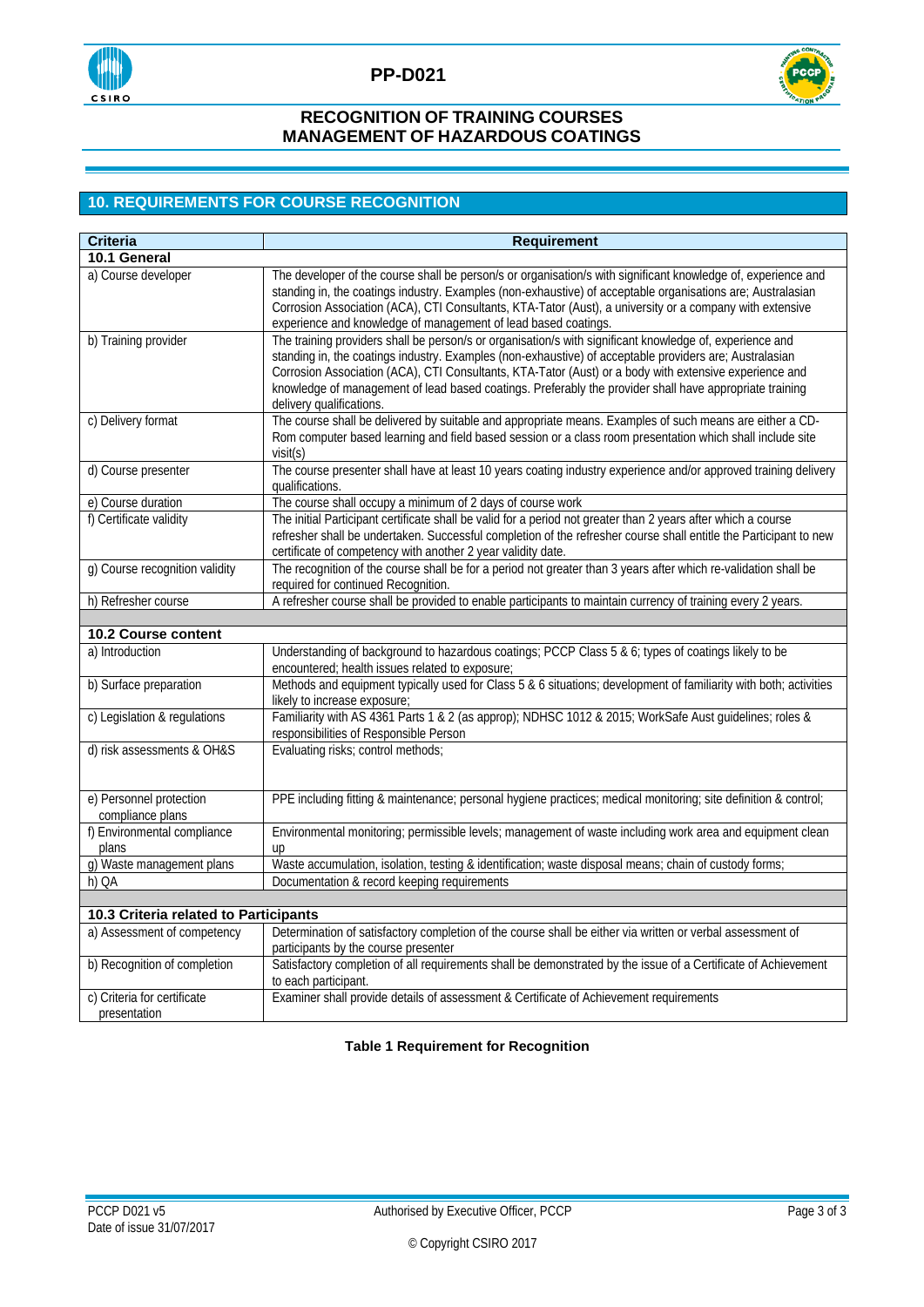## 10. REQUIREMENTS FOR COURSE RECOGNITION

| Criteria | Requirement |
|---|---|
| **10.1 General** | |
| a) Course developer | The developer of the course shall be person/s or organisation/s with significant knowledge of, experience and standing in, the coatings industry. Examples (non-exhaustive) of acceptable organisations are; Australasian Corrosion Association (ACA), CTI Consultants, KTA-Tator (Aust), a university or a company with extensive experience and knowledge of management of lead based coatings. |
| b) Training provider | The training providers shall be person/s or organisation/s with significant knowledge of, experience and standing in, the coatings industry. Examples (non-exhaustive) of acceptable providers are; Australasian Corrosion Association (ACA), CTI Consultants, KTA-Tator (Aust) or a body with extensive experience and knowledge of management of lead based coatings. Preferably the provider shall have appropriate training delivery qualifications. |
| c) Delivery format | The course shall be delivered by suitable and appropriate means. Examples of such means are either a CD-Rom computer based learning and field based session or a class room presentation which shall include site visit(s) |
| d) Course presenter | The course presenter shall have at least 10 years coating industry experience and/or approved training delivery qualifications. |
| e) Course duration | The course shall occupy a minimum of 2 days of course work |
| f) Certificate validity | The initial Participant certificate shall be valid for a period not greater than 2 years after which a course refresher shall be undertaken. Successful completion of the refresher course shall entitle the Participant to new certificate of competency with another 2 year validity date. |
| g) Course recognition validity | The recognition of the course shall be for a period not greater than 3 years after which re-validation shall be required for continued Recognition. |
| h) Refresher course | A refresher course shall be provided to enable participants to maintain currency of training every 2 years. |
| | |
| **10.2 Course content** | |
| a) Introduction | Understanding of background to hazardous coatings; PCCP Class 5 & 6; types of coatings likely to be encountered; health issues related to exposure; |
| b) Surface preparation | Methods and equipment typically used for Class 5 & 6 situations; development of familiarity with both; activities likely to increase exposure; |
| c) Legislation & regulations | Familiarity with AS 4361 Parts 1 & 2 (as approp); NDHSC 1012 & 2015; WorkSafe Aust guidelines; roles & responsibilities of Responsible Person |
| d) risk assessments & OH&S | Evaluating risks; control methods; |
| e) Personnel protection compliance plans | PPE including fitting & maintenance; personal hygiene practices; medical monitoring; site definition & control; |
| f) Environmental compliance plans | Environmental monitoring; permissible levels; management of waste including work area and equipment clean up |
| g) Waste management plans | Waste accumulation, isolation, testing & identification; waste disposal means; chain of custody forms; |
| h) QA | Documentation & record keeping requirements |
| | |
| **10.3 Criteria related to Participants** | |
| a) Assessment of competency | Determination of satisfactory completion of the course shall be either via written or verbal assessment of participants by the course presenter |
| b) Recognition of completion | Satisfactory completion of all requirements shall be demonstrated by the issue of a Certificate of Achievement to each participant. |
| c) Criteria for certificate presentation | Examiner shall provide details of assessment & Certificate of Achievement requirements |

**Table 1 Requirement for Recognition**